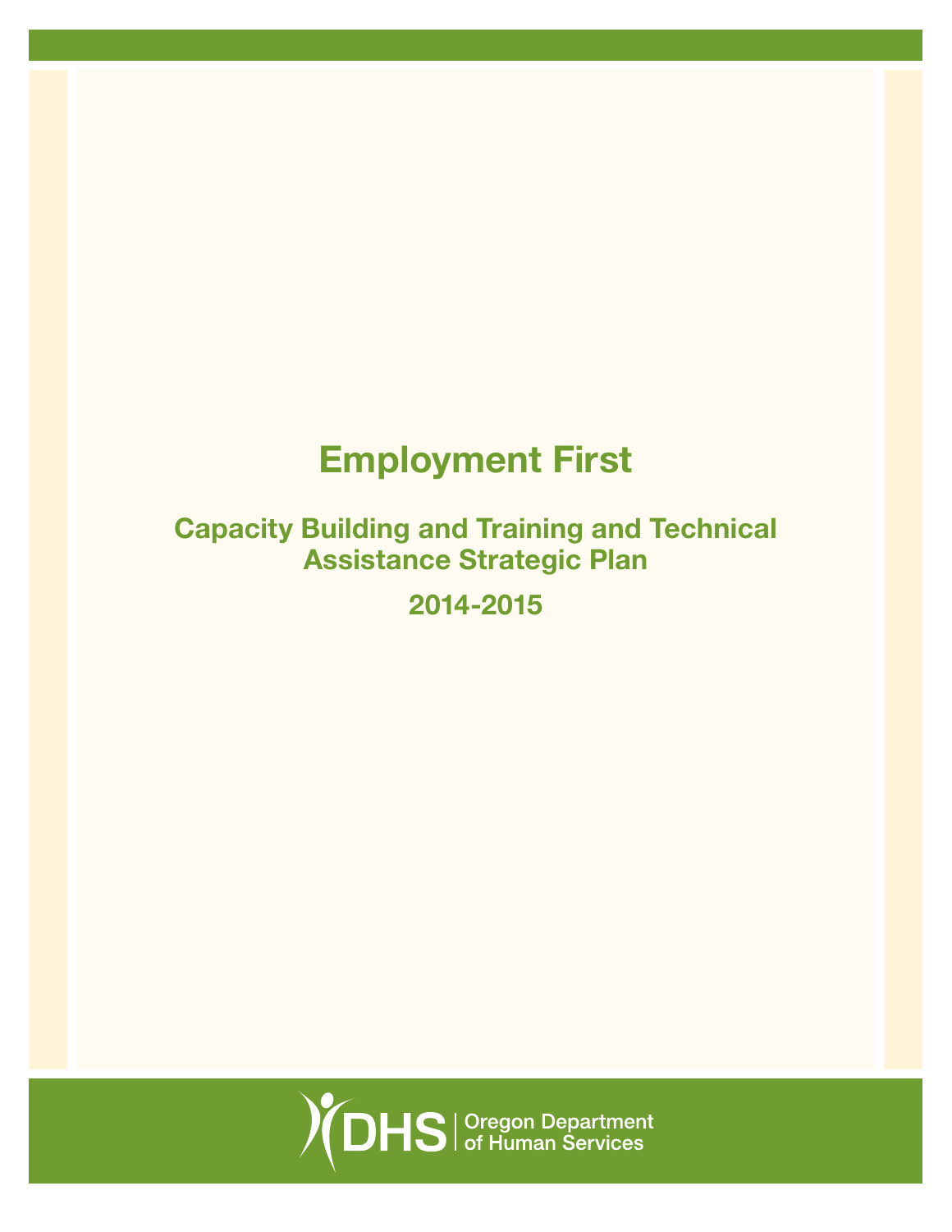# Employment First

## Capacity Building and Training and Technical Assistance Strategic Plan

## 2014-2015

DHS | Oregon Department of Human Services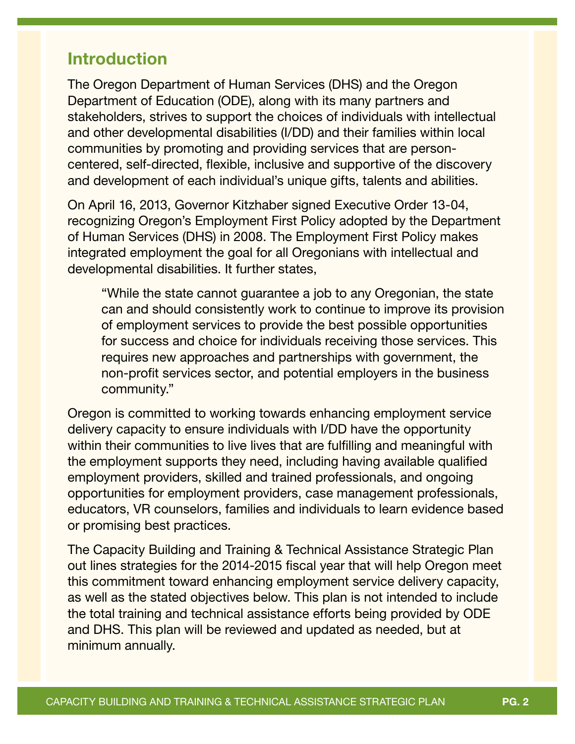## Introduction

The Oregon Department of Human Services (DHS) and the Oregon Department of Education (ODE), along with its many partners and stakeholders, strives to support the choices of individuals with intellectual and other developmental disabilities (I/DD) and their families within local communities by promoting and providing services that are person-centered, self-directed, flexible, inclusive and supportive of the discovery and development of each individual's unique gifts, talents and abilities.

On April 16, 2013, Governor Kitzhaber signed Executive Order 13-04, recognizing Oregon's Employment First Policy adopted by the Department of Human Services (DHS) in 2008. The Employment First Policy makes integrated employment the goal for all Oregonians with intellectual and developmental disabilities. It further states,

> "While the state cannot guarantee a job to any Oregonian, the state can and should consistently work to continue to improve its provision of employment services to provide the best possible opportunities for success and choice for individuals receiving those services. This requires new approaches and partnerships with government, the non-profit services sector, and potential employers in the business community."

Oregon is committed to working towards enhancing employment service delivery capacity to ensure individuals with I/DD have the opportunity within their communities to live lives that are fulfilling and meaningful with the employment supports they need, including having available qualified employment providers, skilled and trained professionals, and ongoing opportunities for employment providers, case management professionals, educators, VR counselors, families and individuals to learn evidence based or promising best practices.

The Capacity Building and Training & Technical Assistance Strategic Plan out lines strategies for the 2014-2015 fiscal year that will help Oregon meet this commitment toward enhancing employment service delivery capacity, as well as the stated objectives below. This plan is not intended to include the total training and technical assistance efforts being provided by ODE and DHS. This plan will be reviewed and updated as needed, but at minimum annually.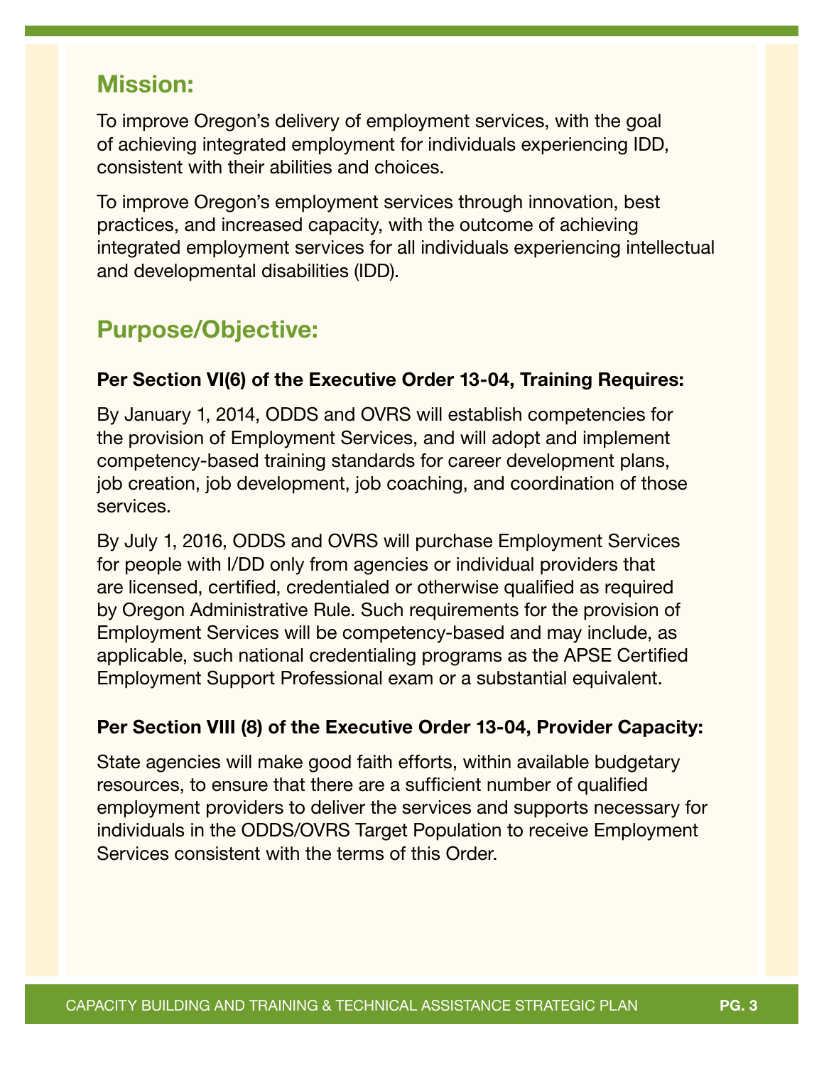## Mission:

To improve Oregon's delivery of employment services, with the goal of achieving integrated employment for individuals experiencing IDD, consistent with their abilities and choices.

To improve Oregon's employment services through innovation, best practices, and increased capacity, with the outcome of achieving integrated employment services for all individuals experiencing intellectual and developmental disabilities (IDD).

## Purpose/Objective:

**Per Section VI(6) of the Executive Order 13-04, Training Requires:**

By January 1, 2014, ODDS and OVRS will establish competencies for the provision of Employment Services, and will adopt and implement competency-based training standards for career development plans, job creation, job development, job coaching, and coordination of those services.

By July 1, 2016, ODDS and OVRS will purchase Employment Services for people with I/DD only from agencies or individual providers that are licensed, certified, credentialed or otherwise qualified as required by Oregon Administrative Rule. Such requirements for the provision of Employment Services will be competency-based and may include, as applicable, such national credentialing programs as the APSE Certified Employment Support Professional exam or a substantial equivalent.

**Per Section VIII (8) of the Executive Order 13-04, Provider Capacity:**

State agencies will make good faith efforts, within available budgetary resources, to ensure that there are a sufficient number of qualified employment providers to deliver the services and supports necessary for individuals in the ODDS/OVRS Target Population to receive Employment Services consistent with the terms of this Order.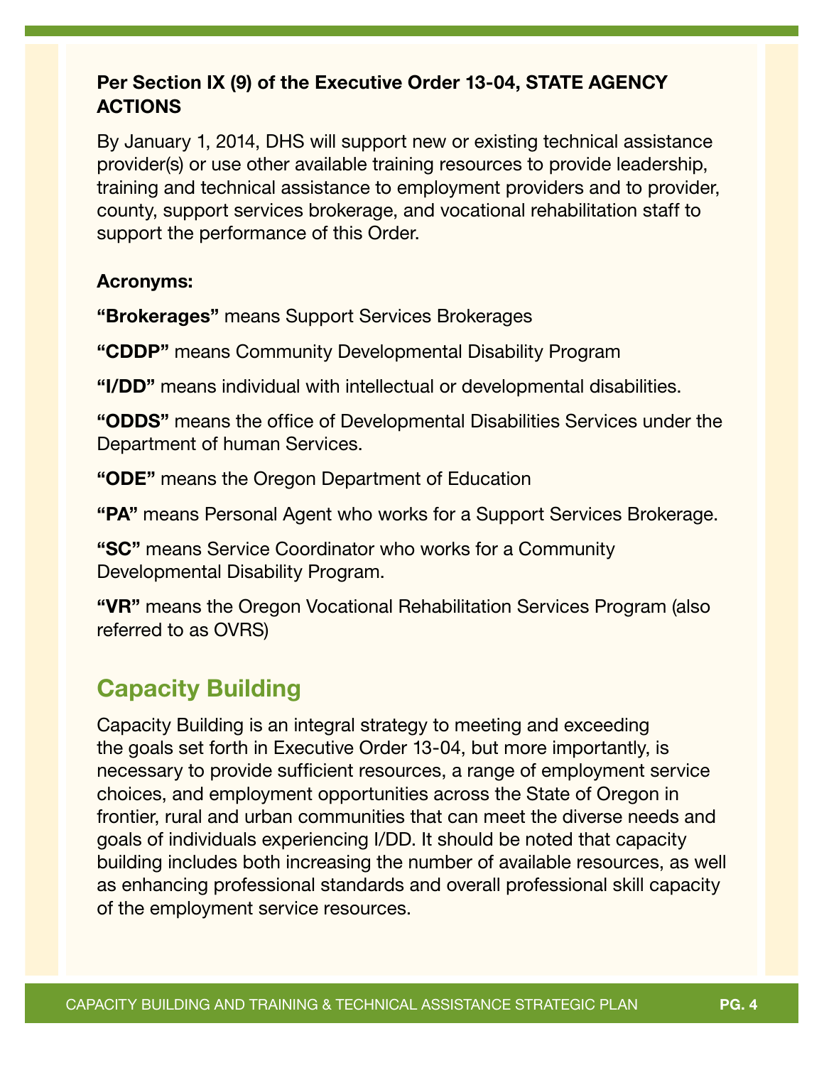**Per Section IX (9) of the Executive Order 13-04, STATE AGENCY ACTIONS**

By January 1, 2014, DHS will support new or existing technical assistance provider(s) or use other available training resources to provide leadership, training and technical assistance to employment providers and to provider, county, support services brokerage, and vocational rehabilitation staff to support the performance of this Order.

**Acronyms:**

**"Brokerages"** means Support Services Brokerages

**"CDDP"** means Community Developmental Disability Program

**"I/DD"** means individual with intellectual or developmental disabilities.

**"ODDS"** means the office of Developmental Disabilities Services under the Department of human Services.

**"ODE"** means the Oregon Department of Education

**"PA"** means Personal Agent who works for a Support Services Brokerage.

**"SC"** means Service Coordinator who works for a Community Developmental Disability Program.

**"VR"** means the Oregon Vocational Rehabilitation Services Program (also referred to as OVRS)

## Capacity Building

Capacity Building is an integral strategy to meeting and exceeding the goals set forth in Executive Order 13-04, but more importantly, is necessary to provide sufficient resources, a range of employment service choices, and employment opportunities across the State of Oregon in frontier, rural and urban communities that can meet the diverse needs and goals of individuals experiencing I/DD. It should be noted that capacity building includes both increasing the number of available resources, as well as enhancing professional standards and overall professional skill capacity of the employment service resources.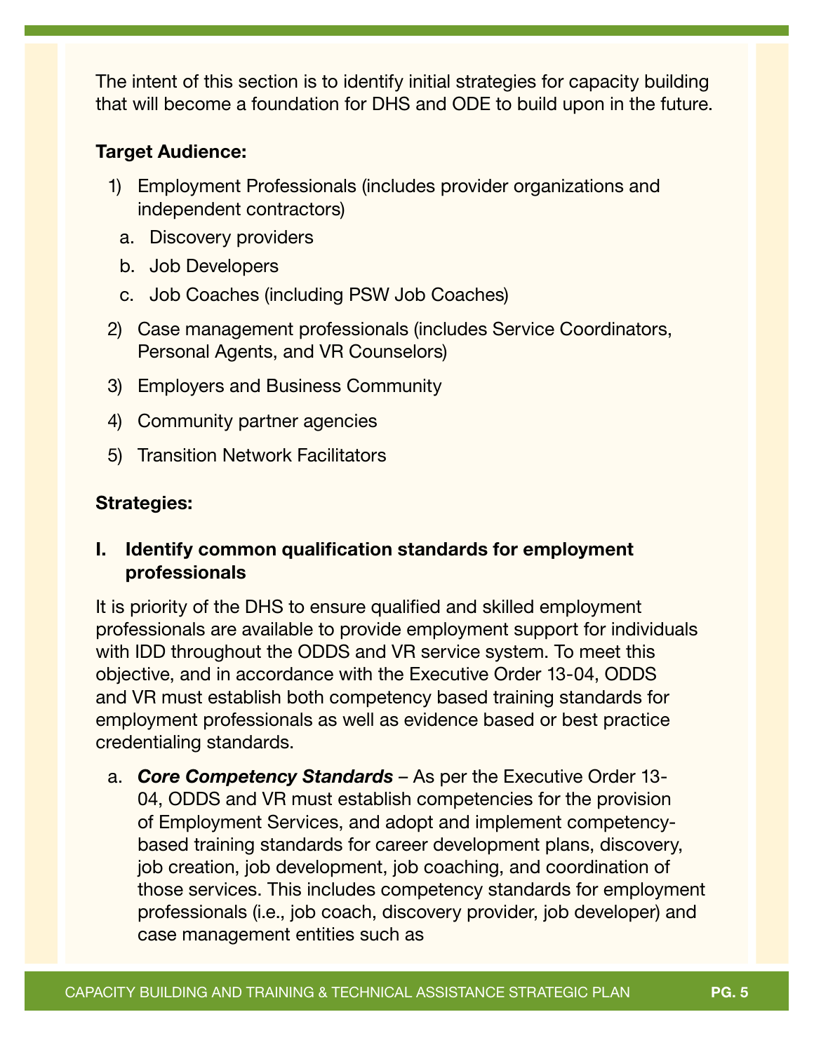The intent of this section is to identify initial strategies for capacity building that will become a foundation for DHS and ODE to build upon in the future.

**Target Audience:**

1) Employment Professionals (includes provider organizations and independent contractors)
   a. Discovery providers
   b. Job Developers
   c. Job Coaches (including PSW Job Coaches)
2) Case management professionals (includes Service Coordinators, Personal Agents, and VR Counselors)
3) Employers and Business Community
4) Community partner agencies
5) Transition Network Facilitators

**Strategies:**

### I. Identify common qualification standards for employment professionals

It is priority of the DHS to ensure qualified and skilled employment professionals are available to provide employment support for individuals with IDD throughout the ODDS and VR service system. To meet this objective, and in accordance with the Executive Order 13-04, ODDS and VR must establish both competency based training standards for employment professionals as well as evidence based or best practice credentialing standards.

a. ***Core Competency Standards*** – As per the Executive Order 13-04, ODDS and VR must establish competencies for the provision of Employment Services, and adopt and implement competency-based training standards for career development plans, discovery, job creation, job development, job coaching, and coordination of those services. This includes competency standards for employment professionals (i.e., job coach, discovery provider, job developer) and case management entities such as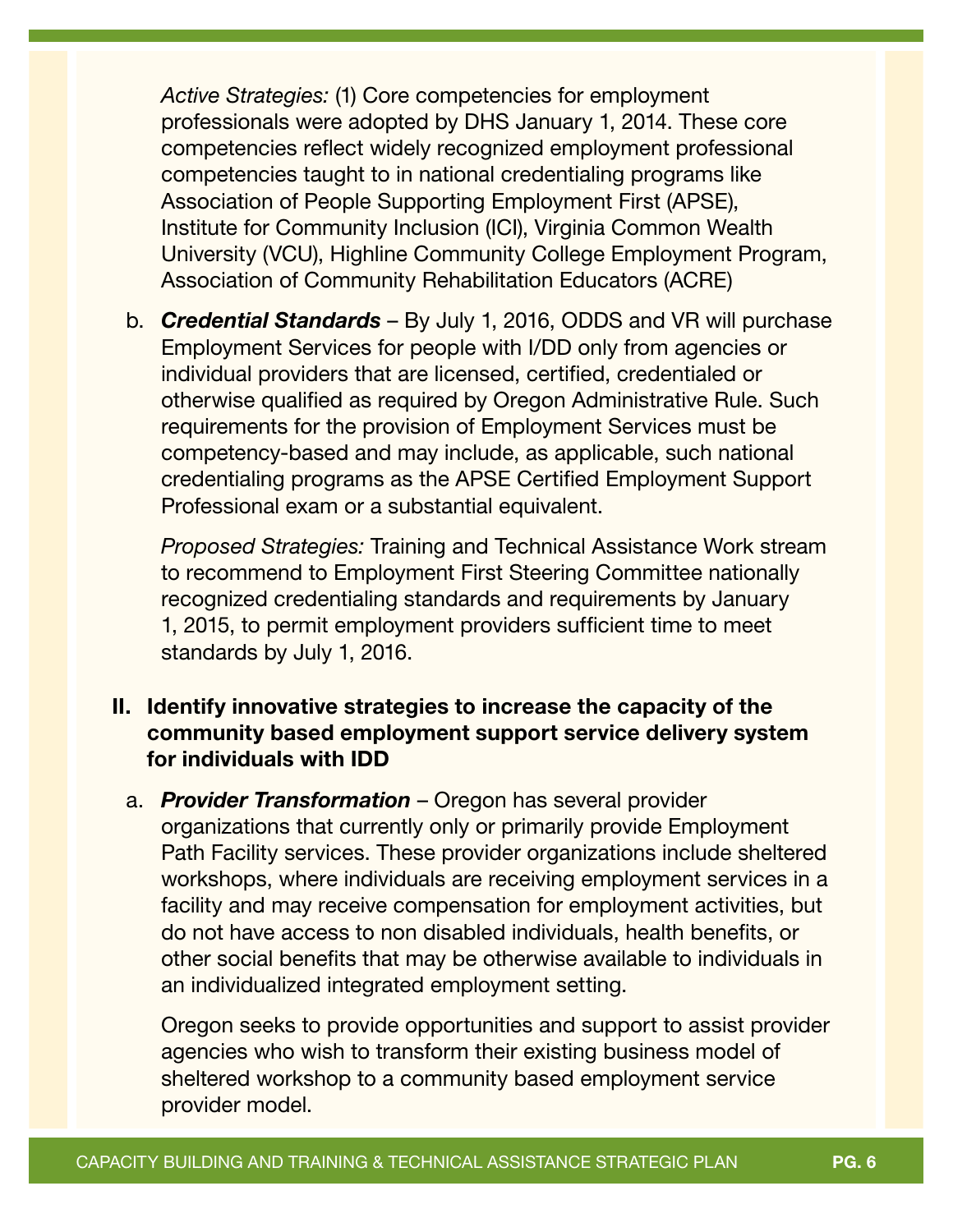*Active Strategies:* (1) Core competencies for employment professionals were adopted by DHS January 1, 2014. These core competencies reflect widely recognized employment professional competencies taught to in national credentialing programs like Association of People Supporting Employment First (APSE), Institute for Community Inclusion (ICI), Virginia Common Wealth University (VCU), Highline Community College Employment Program, Association of Community Rehabilitation Educators (ACRE)

b. ***Credential Standards*** – By July 1, 2016, ODDS and VR will purchase Employment Services for people with I/DD only from agencies or individual providers that are licensed, certified, credentialed or otherwise qualified as required by Oregon Administrative Rule. Such requirements for the provision of Employment Services must be competency-based and may include, as applicable, such national credentialing programs as the APSE Certified Employment Support Professional exam or a substantial equivalent.

   *Proposed Strategies:* Training and Technical Assistance Work stream to recommend to Employment First Steering Committee nationally recognized credentialing standards and requirements by January 1, 2015, to permit employment providers sufficient time to meet standards by July 1, 2016.

## II. Identify innovative strategies to increase the capacity of the community based employment support service delivery system for individuals with IDD

a. ***Provider Transformation*** – Oregon has several provider organizations that currently only or primarily provide Employment Path Facility services. These provider organizations include sheltered workshops, where individuals are receiving employment services in a facility and may receive compensation for employment activities, but do not have access to non disabled individuals, health benefits, or other social benefits that may be otherwise available to individuals in an individualized integrated employment setting.

   Oregon seeks to provide opportunities and support to assist provider agencies who wish to transform their existing business model of sheltered workshop to a community based employment service provider model.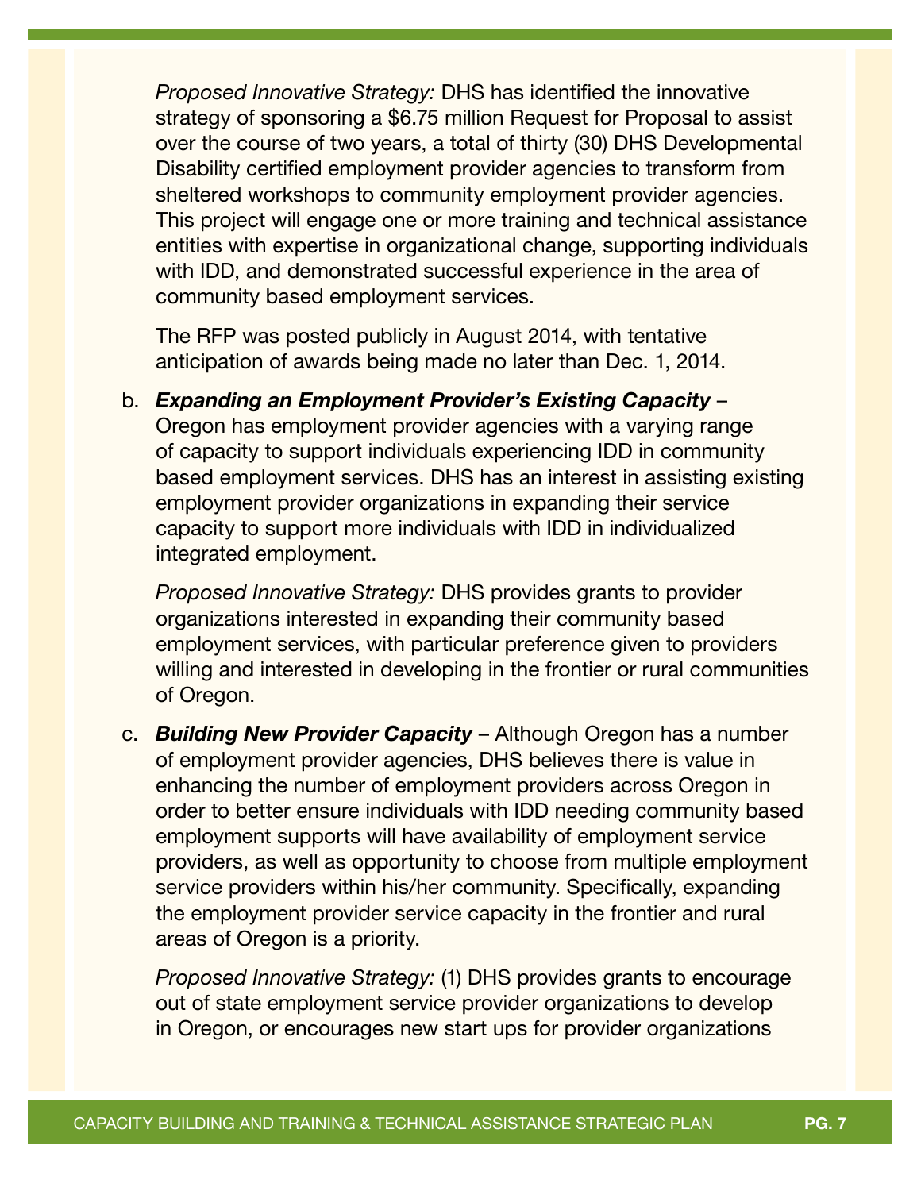*Proposed Innovative Strategy:* DHS has identified the innovative strategy of sponsoring a $6.75 million Request for Proposal to assist over the course of two years, a total of thirty (30) DHS Developmental Disability certified employment provider agencies to transform from sheltered workshops to community employment provider agencies. This project will engage one or more training and technical assistance entities with expertise in organizational change, supporting individuals with IDD, and demonstrated successful experience in the area of community based employment services.

The RFP was posted publicly in August 2014, with tentative anticipation of awards being made no later than Dec. 1, 2014.

b. ***Expanding an Employment Provider's Existing Capacity*** – Oregon has employment provider agencies with a varying range of capacity to support individuals experiencing IDD in community based employment services. DHS has an interest in assisting existing employment provider organizations in expanding their service capacity to support more individuals with IDD in individualized integrated employment.

   *Proposed Innovative Strategy:* DHS provides grants to provider organizations interested in expanding their community based employment services, with particular preference given to providers willing and interested in developing in the frontier or rural communities of Oregon.

c. ***Building New Provider Capacity*** – Although Oregon has a number of employment provider agencies, DHS believes there is value in enhancing the number of employment providers across Oregon in order to better ensure individuals with IDD needing community based employment supports will have availability of employment service providers, as well as opportunity to choose from multiple employment service providers within his/her community. Specifically, expanding the employment provider service capacity in the frontier and rural areas of Oregon is a priority.

   *Proposed Innovative Strategy:* (1) DHS provides grants to encourage out of state employment service provider organizations to develop in Oregon, or encourages new start ups for provider organizations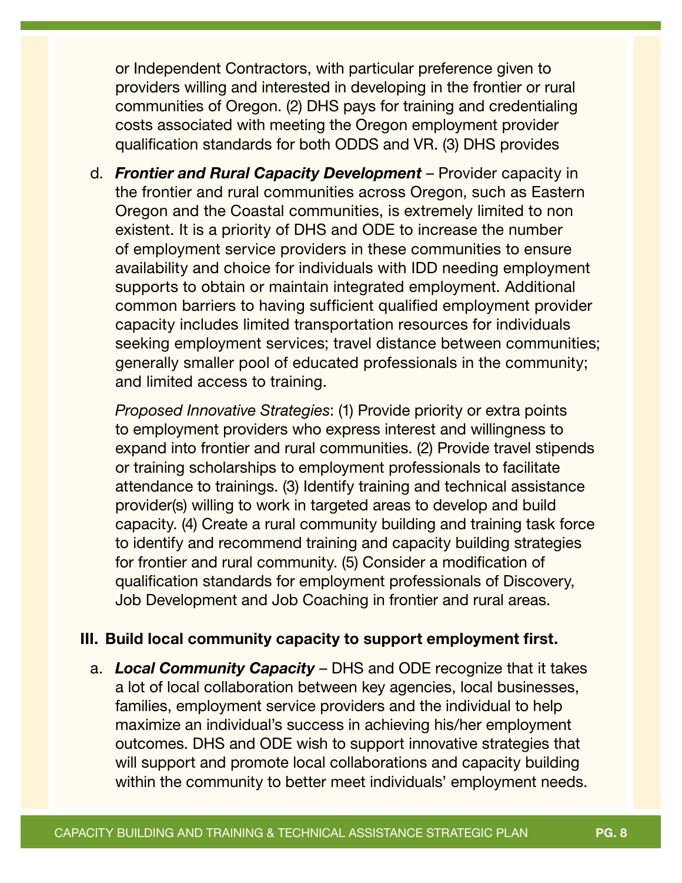or Independent Contractors, with particular preference given to providers willing and interested in developing in the frontier or rural communities of Oregon. (2) DHS pays for training and credentialing costs associated with meeting the Oregon employment provider qualification standards for both ODDS and VR. (3) DHS provides

d. ***Frontier and Rural Capacity Development*** – Provider capacity in the frontier and rural communities across Oregon, such as Eastern Oregon and the Coastal communities, is extremely limited to non existent. It is a priority of DHS and ODE to increase the number of employment service providers in these communities to ensure availability and choice for individuals with IDD needing employment supports to obtain or maintain integrated employment. Additional common barriers to having sufficient qualified employment provider capacity includes limited transportation resources for individuals seeking employment services; travel distance between communities; generally smaller pool of educated professionals in the community; and limited access to training.

   *Proposed Innovative Strategies*: (1) Provide priority or extra points to employment providers who express interest and willingness to expand into frontier and rural communities. (2) Provide travel stipends or training scholarships to employment professionals to facilitate attendance to trainings. (3) Identify training and technical assistance provider(s) willing to work in targeted areas to develop and build capacity. (4) Create a rural community building and training task force to identify and recommend training and capacity building strategies for frontier and rural community. (5) Consider a modification of qualification standards for employment professionals of Discovery, Job Development and Job Coaching in frontier and rural areas.

## III. Build local community capacity to support employment first.

a. ***Local Community Capacity*** – DHS and ODE recognize that it takes a lot of local collaboration between key agencies, local businesses, families, employment service providers and the individual to help maximize an individual's success in achieving his/her employment outcomes. DHS and ODE wish to support innovative strategies that will support and promote local collaborations and capacity building within the community to better meet individuals' employment needs.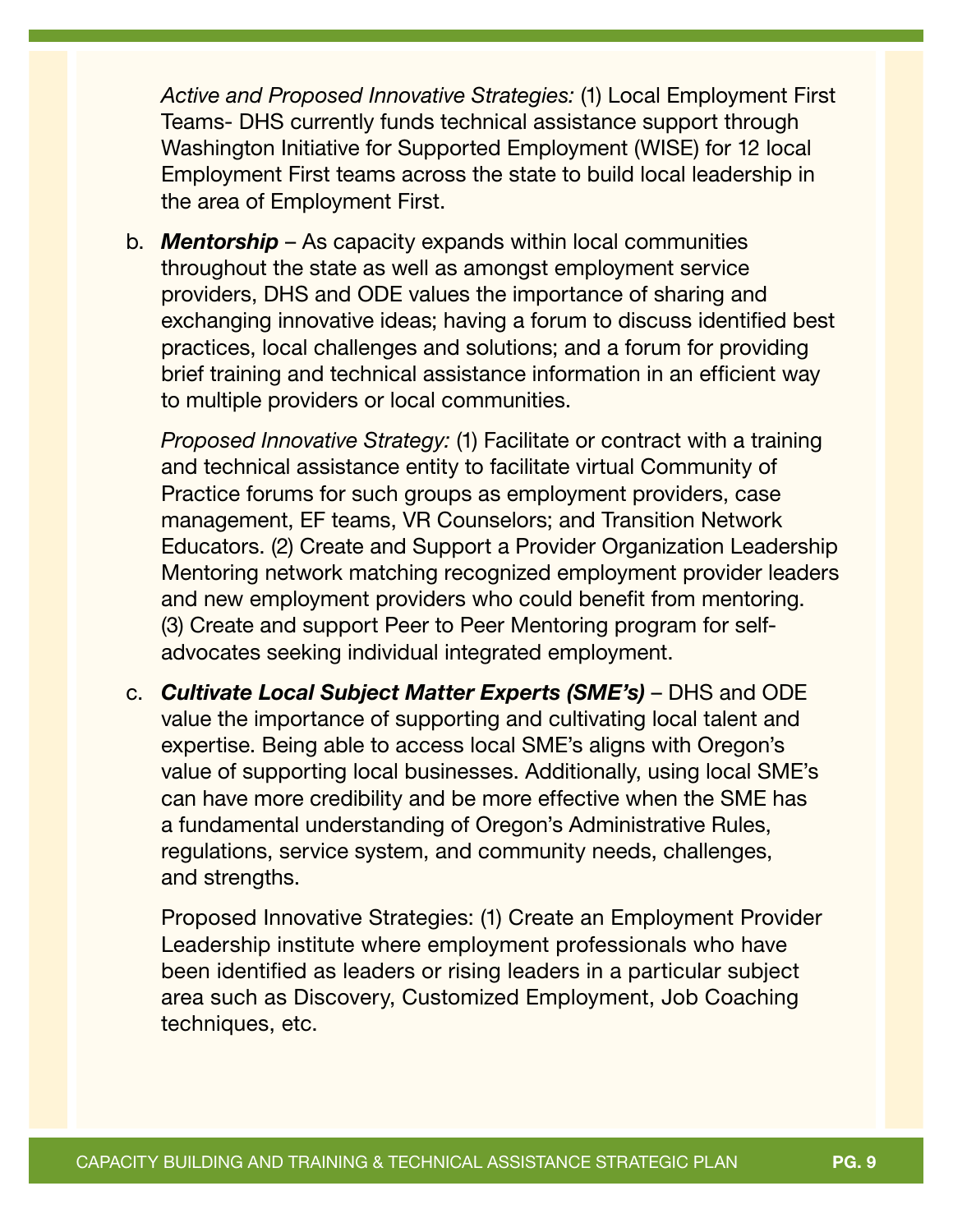*Active and Proposed Innovative Strategies:* (1) Local Employment First Teams- DHS currently funds technical assistance support through Washington Initiative for Supported Employment (WISE) for 12 local Employment First teams across the state to build local leadership in the area of Employment First.

b. ***Mentorship*** – As capacity expands within local communities throughout the state as well as amongst employment service providers, DHS and ODE values the importance of sharing and exchanging innovative ideas; having a forum to discuss identified best practices, local challenges and solutions; and a forum for providing brief training and technical assistance information in an efficient way to multiple providers or local communities.

   *Proposed Innovative Strategy:* (1) Facilitate or contract with a training and technical assistance entity to facilitate virtual Community of Practice forums for such groups as employment providers, case management, EF teams, VR Counselors; and Transition Network Educators. (2) Create and Support a Provider Organization Leadership Mentoring network matching recognized employment provider leaders and new employment providers who could benefit from mentoring. (3) Create and support Peer to Peer Mentoring program for self-advocates seeking individual integrated employment.

c. ***Cultivate Local Subject Matter Experts (SME's)*** – DHS and ODE value the importance of supporting and cultivating local talent and expertise. Being able to access local SME's aligns with Oregon's value of supporting local businesses. Additionally, using local SME's can have more credibility and be more effective when the SME has a fundamental understanding of Oregon's Administrative Rules, regulations, service system, and community needs, challenges, and strengths.

   Proposed Innovative Strategies: (1) Create an Employment Provider Leadership institute where employment professionals who have been identified as leaders or rising leaders in a particular subject area such as Discovery, Customized Employment, Job Coaching techniques, etc.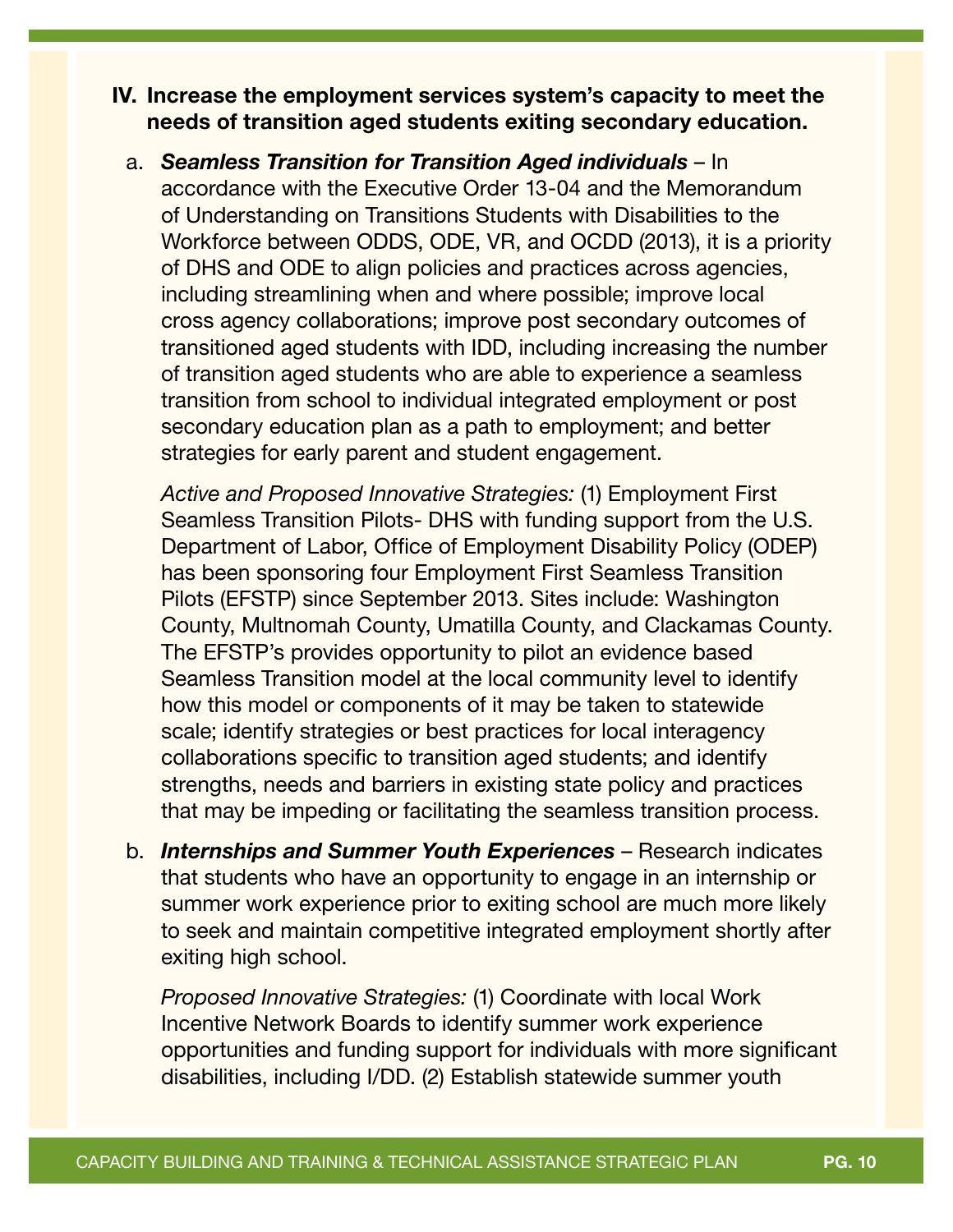## IV. Increase the employment services system's capacity to meet the needs of transition aged students exiting secondary education.

a. ***Seamless Transition for Transition Aged individuals*** – In accordance with the Executive Order 13-04 and the Memorandum of Understanding on Transitions Students with Disabilities to the Workforce between ODDS, ODE, VR, and OCDD (2013), it is a priority of DHS and ODE to align policies and practices across agencies, including streamlining when and where possible; improve local cross agency collaborations; improve post secondary outcomes of transitioned aged students with IDD, including increasing the number of transition aged students who are able to experience a seamless transition from school to individual integrated employment or post secondary education plan as a path to employment; and better strategies for early parent and student engagement.

   *Active and Proposed Innovative Strategies:* (1) Employment First Seamless Transition Pilots- DHS with funding support from the U.S. Department of Labor, Office of Employment Disability Policy (ODEP) has been sponsoring four Employment First Seamless Transition Pilots (EFSTP) since September 2013. Sites include: Washington County, Multnomah County, Umatilla County, and Clackamas County. The EFSTP's provides opportunity to pilot an evidence based Seamless Transition model at the local community level to identify how this model or components of it may be taken to statewide scale; identify strategies or best practices for local interagency collaborations specific to transition aged students; and identify strengths, needs and barriers in existing state policy and practices that may be impeding or facilitating the seamless transition process.

b. ***Internships and Summer Youth Experiences*** – Research indicates that students who have an opportunity to engage in an internship or summer work experience prior to exiting school are much more likely to seek and maintain competitive integrated employment shortly after exiting high school.

   *Proposed Innovative Strategies:* (1) Coordinate with local Work Incentive Network Boards to identify summer work experience opportunities and funding support for individuals with more significant disabilities, including I/DD. (2) Establish statewide summer youth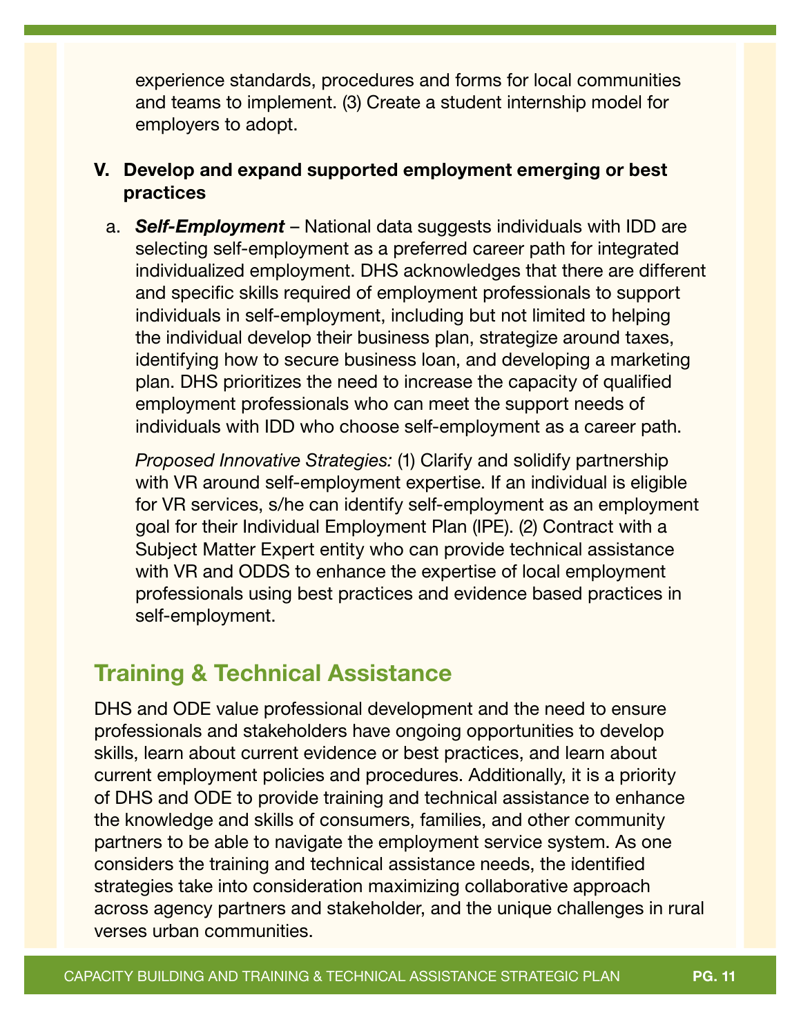experience standards, procedures and forms for local communities and teams to implement. (3) Create a student internship model for employers to adopt.

V. **Develop and expand supported employment emerging or best practices**

   a. ***Self-Employment*** – National data suggests individuals with IDD are selecting self-employment as a preferred career path for integrated individualized employment. DHS acknowledges that there are different and specific skills required of employment professionals to support individuals in self-employment, including but not limited to helping the individual develop their business plan, strategize around taxes, identifying how to secure business loan, and developing a marketing plan. DHS prioritizes the need to increase the capacity of qualified employment professionals who can meet the support needs of individuals with IDD who choose self-employment as a career path.

   *Proposed Innovative Strategies:* (1) Clarify and solidify partnership with VR around self-employment expertise. If an individual is eligible for VR services, s/he can identify self-employment as an employment goal for their Individual Employment Plan (IPE). (2) Contract with a Subject Matter Expert entity who can provide technical assistance with VR and ODDS to enhance the expertise of local employment professionals using best practices and evidence based practices in self-employment.

## Training & Technical Assistance

DHS and ODE value professional development and the need to ensure professionals and stakeholders have ongoing opportunities to develop skills, learn about current evidence or best practices, and learn about current employment policies and procedures. Additionally, it is a priority of DHS and ODE to provide training and technical assistance to enhance the knowledge and skills of consumers, families, and other community partners to be able to navigate the employment service system. As one considers the training and technical assistance needs, the identified strategies take into consideration maximizing collaborative approach across agency partners and stakeholder, and the unique challenges in rural verses urban communities.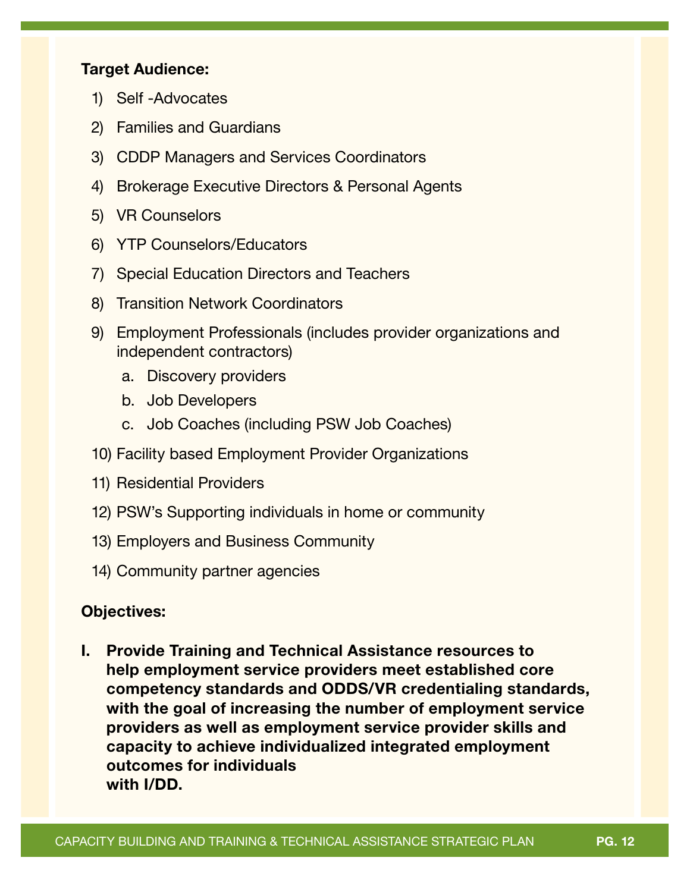**Target Audience:**

1) Self -Advocates
2) Families and Guardians
3) CDDP Managers and Services Coordinators
4) Brokerage Executive Directors & Personal Agents
5) VR Counselors
6) YTP Counselors/Educators
7) Special Education Directors and Teachers
8) Transition Network Coordinators
9) Employment Professionals (includes provider organizations and independent contractors)
   a. Discovery providers
   b. Job Developers
   c. Job Coaches (including PSW Job Coaches)
10) Facility based Employment Provider Organizations
11) Residential Providers
12) PSW's Supporting individuals in home or community
13) Employers and Business Community
14) Community partner agencies

**Objectives:**

**I. Provide Training and Technical Assistance resources to help employment service providers meet established core competency standards and ODDS/VR credentialing standards, with the goal of increasing the number of employment service providers as well as employment service provider skills and capacity to achieve individualized integrated employment outcomes for individuals with I/DD.**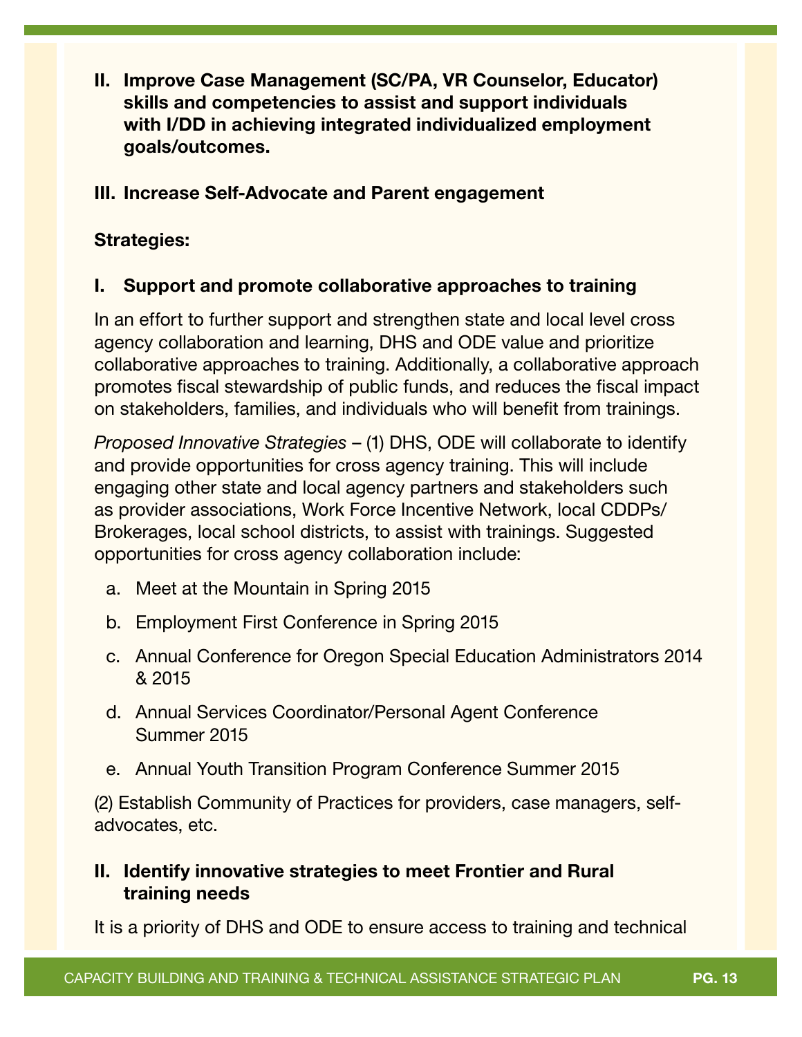**II. Improve Case Management (SC/PA, VR Counselor, Educator) skills and competencies to assist and support individuals with I/DD in achieving integrated individualized employment goals/outcomes.**

**III. Increase Self-Advocate and Parent engagement**

**Strategies:**

### I. Support and promote collaborative approaches to training

In an effort to further support and strengthen state and local level cross agency collaboration and learning, DHS and ODE value and prioritize collaborative approaches to training. Additionally, a collaborative approach promotes fiscal stewardship of public funds, and reduces the fiscal impact on stakeholders, families, and individuals who will benefit from trainings.

*Proposed Innovative Strategies* – (1) DHS, ODE will collaborate to identify and provide opportunities for cross agency training. This will include engaging other state and local agency partners and stakeholders such as provider associations, Work Force Incentive Network, local CDDPs/ Brokerages, local school districts, to assist with trainings. Suggested opportunities for cross agency collaboration include:

a. Meet at the Mountain in Spring 2015

b. Employment First Conference in Spring 2015

c. Annual Conference for Oregon Special Education Administrators 2014 & 2015

d. Annual Services Coordinator/Personal Agent Conference Summer 2015

e. Annual Youth Transition Program Conference Summer 2015

(2) Establish Community of Practices for providers, case managers, self-advocates, etc.

### II. Identify innovative strategies to meet Frontier and Rural training needs

It is a priority of DHS and ODE to ensure access to training and technical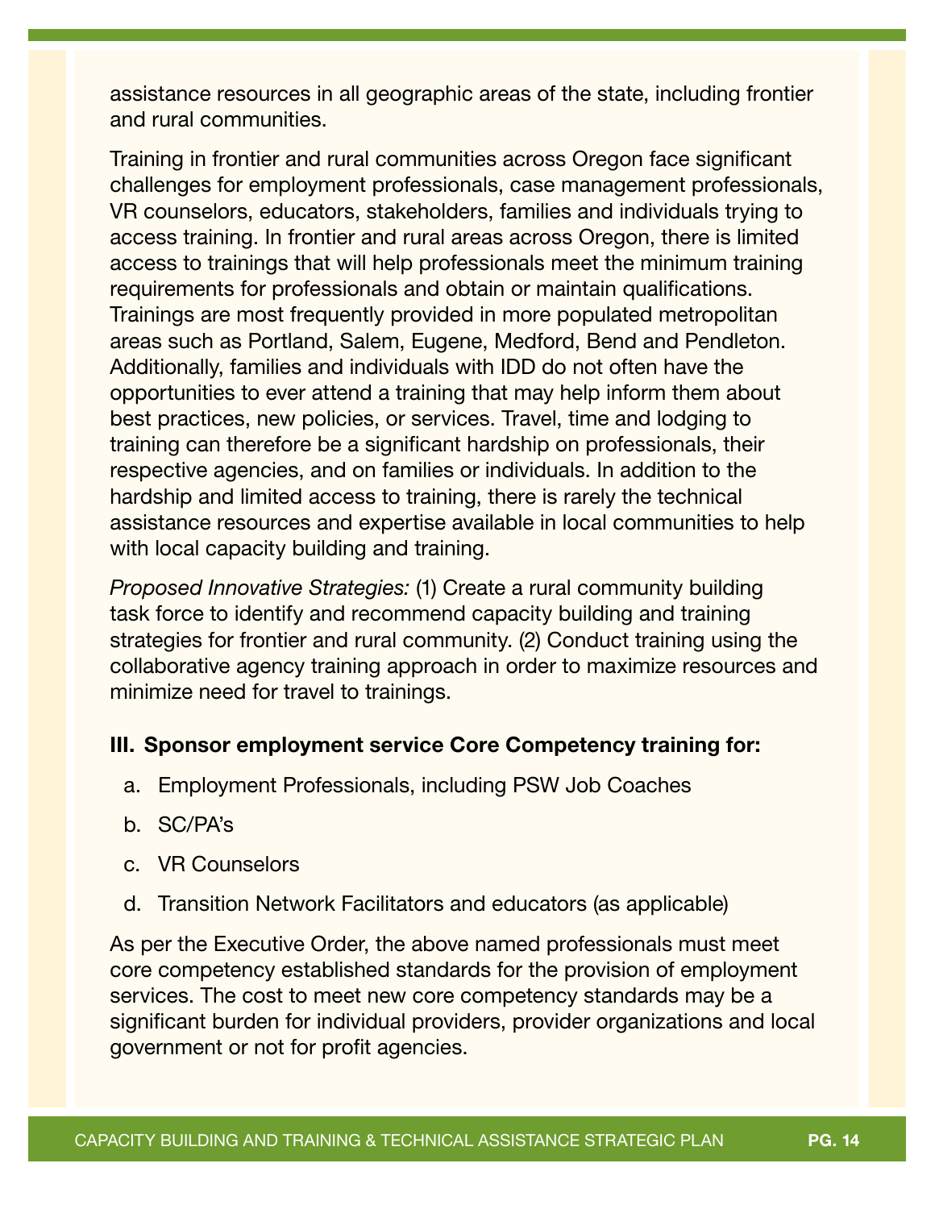assistance resources in all geographic areas of the state, including frontier and rural communities.

Training in frontier and rural communities across Oregon face significant challenges for employment professionals, case management professionals, VR counselors, educators, stakeholders, families and individuals trying to access training. In frontier and rural areas across Oregon, there is limited access to trainings that will help professionals meet the minimum training requirements for professionals and obtain or maintain qualifications. Trainings are most frequently provided in more populated metropolitan areas such as Portland, Salem, Eugene, Medford, Bend and Pendleton. Additionally, families and individuals with IDD do not often have the opportunities to ever attend a training that may help inform them about best practices, new policies, or services. Travel, time and lodging to training can therefore be a significant hardship on professionals, their respective agencies, and on families or individuals. In addition to the hardship and limited access to training, there is rarely the technical assistance resources and expertise available in local communities to help with local capacity building and training.

*Proposed Innovative Strategies:* (1) Create a rural community building task force to identify and recommend capacity building and training strategies for frontier and rural community. (2) Conduct training using the collaborative agency training approach in order to maximize resources and minimize need for travel to trainings.

**III. Sponsor employment service Core Competency training for:**

a. Employment Professionals, including PSW Job Coaches

b. SC/PA's

c. VR Counselors

d. Transition Network Facilitators and educators (as applicable)

As per the Executive Order, the above named professionals must meet core competency established standards for the provision of employment services. The cost to meet new core competency standards may be a significant burden for individual providers, provider organizations and local government or not for profit agencies.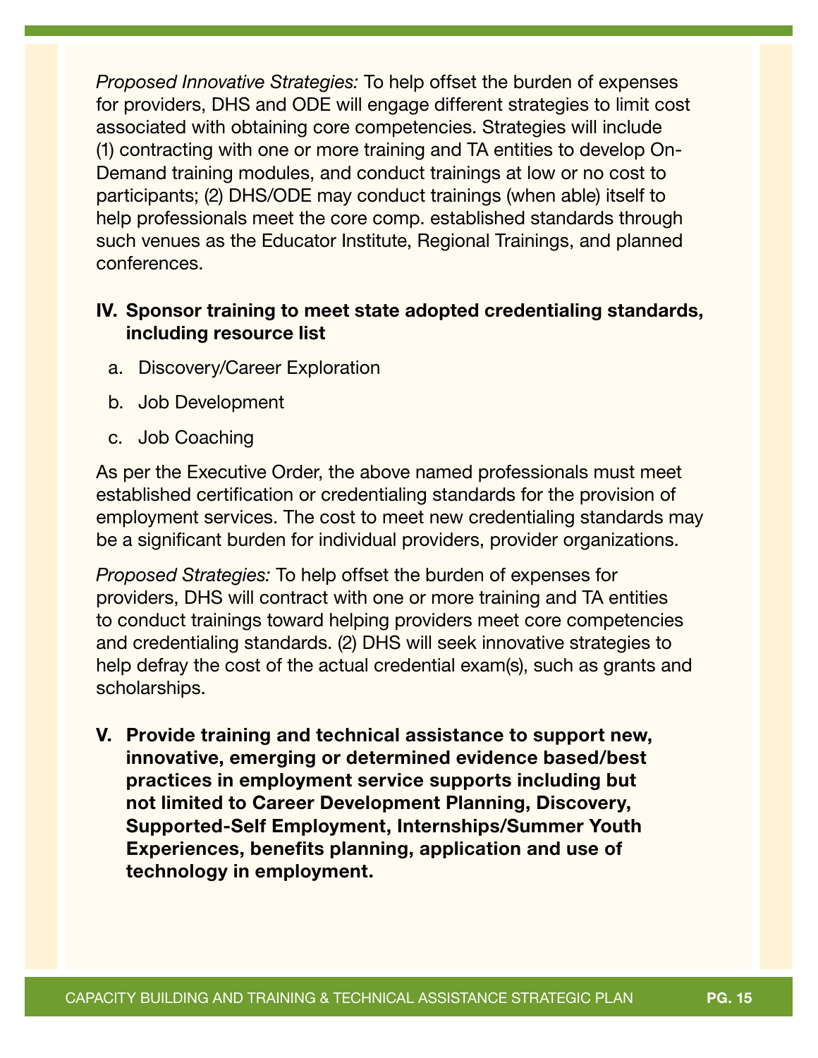*Proposed Innovative Strategies:* To help offset the burden of expenses for providers, DHS and ODE will engage different strategies to limit cost associated with obtaining core competencies. Strategies will include (1) contracting with one or more training and TA entities to develop On-Demand training modules, and conduct trainings at low or no cost to participants; (2) DHS/ODE may conduct trainings (when able) itself to help professionals meet the core comp. established standards through such venues as the Educator Institute, Regional Trainings, and planned conferences.

**IV. Sponsor training to meet state adopted credentialing standards, including resource list**

a. Discovery/Career Exploration

b. Job Development

c. Job Coaching

As per the Executive Order, the above named professionals must meet established certification or credentialing standards for the provision of employment services. The cost to meet new credentialing standards may be a significant burden for individual providers, provider organizations.

*Proposed Strategies:* To help offset the burden of expenses for providers, DHS will contract with one or more training and TA entities to conduct trainings toward helping providers meet core competencies and credentialing standards. (2) DHS will seek innovative strategies to help defray the cost of the actual credential exam(s), such as grants and scholarships.

**V. Provide training and technical assistance to support new, innovative, emerging or determined evidence based/best practices in employment service supports including but not limited to Career Development Planning, Discovery, Supported-Self Employment, Internships/Summer Youth Experiences, benefits planning, application and use of technology in employment.**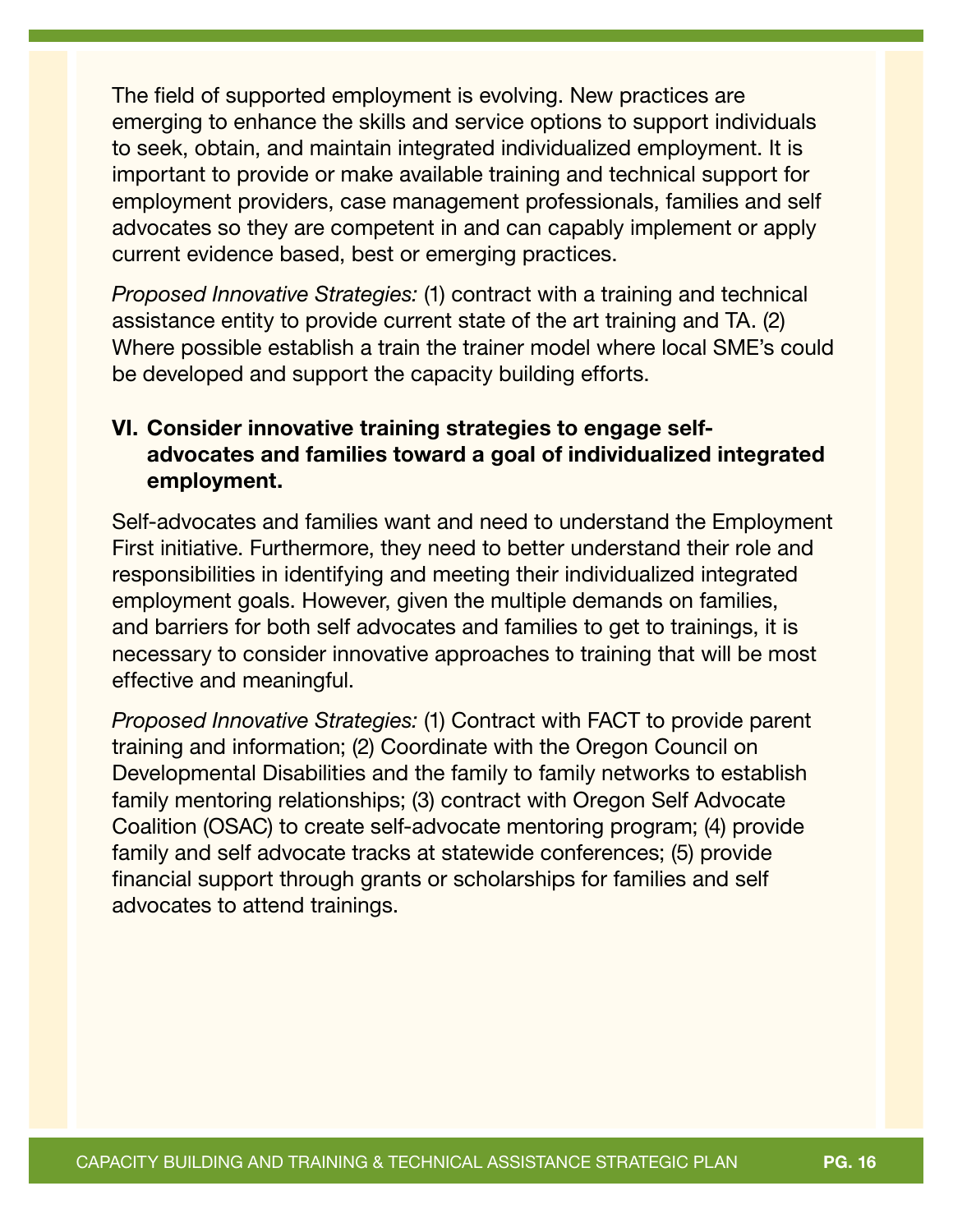The field of supported employment is evolving. New practices are emerging to enhance the skills and service options to support individuals to seek, obtain, and maintain integrated individualized employment. It is important to provide or make available training and technical support for employment providers, case management professionals, families and self advocates so they are competent in and can capably implement or apply current evidence based, best or emerging practices.

*Proposed Innovative Strategies:* (1) contract with a training and technical assistance entity to provide current state of the art training and TA. (2) Where possible establish a train the trainer model where local SME's could be developed and support the capacity building efforts.

### VI. Consider innovative training strategies to engage self-advocates and families toward a goal of individualized integrated employment.

Self-advocates and families want and need to understand the Employment First initiative. Furthermore, they need to better understand their role and responsibilities in identifying and meeting their individualized integrated employment goals. However, given the multiple demands on families, and barriers for both self advocates and families to get to trainings, it is necessary to consider innovative approaches to training that will be most effective and meaningful.

*Proposed Innovative Strategies:* (1) Contract with FACT to provide parent training and information; (2) Coordinate with the Oregon Council on Developmental Disabilities and the family to family networks to establish family mentoring relationships; (3) contract with Oregon Self Advocate Coalition (OSAC) to create self-advocate mentoring program; (4) provide family and self advocate tracks at statewide conferences; (5) provide financial support through grants or scholarships for families and self advocates to attend trainings.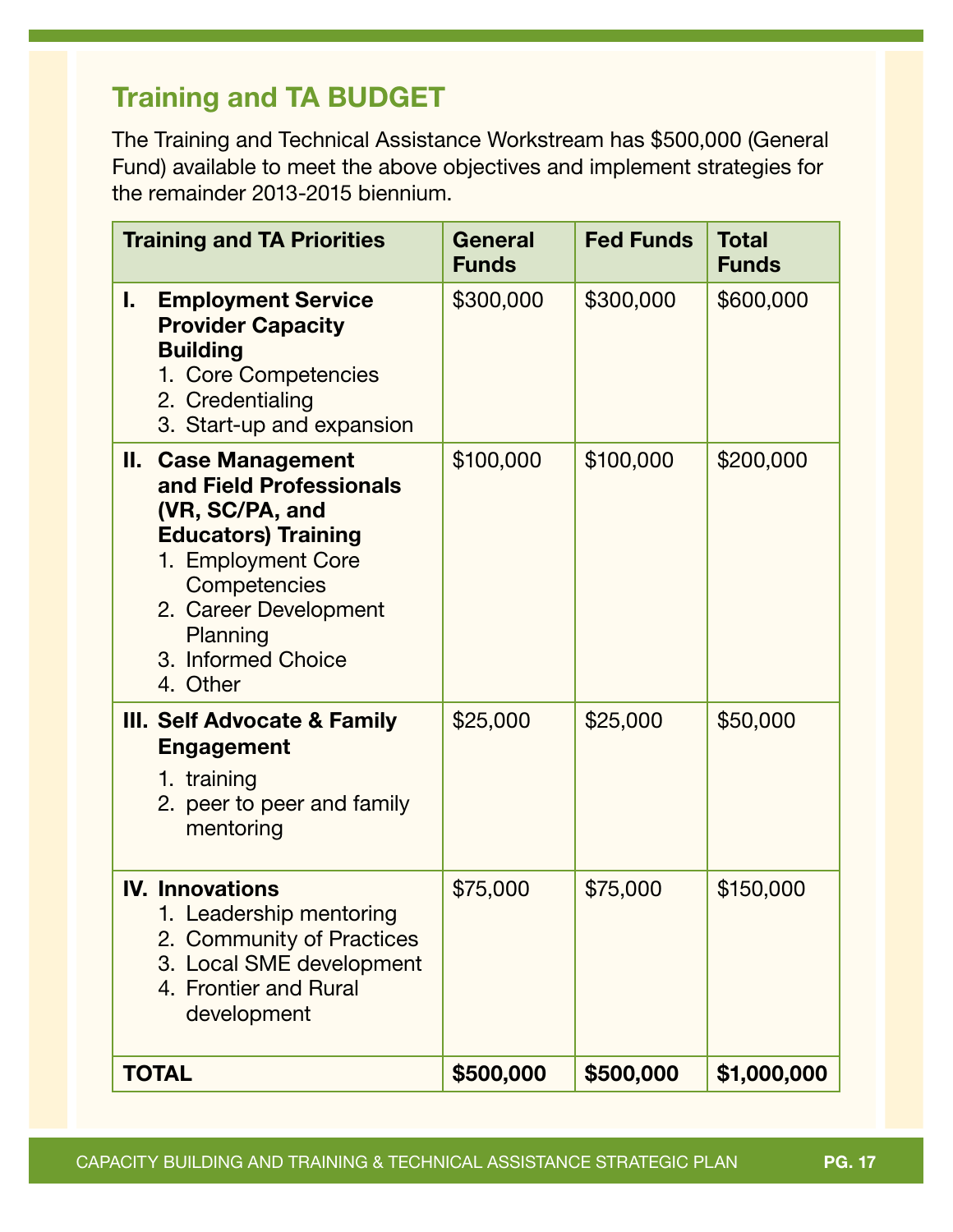## Training and TA BUDGET

The Training and Technical Assistance Workstream has $500,000 (General Fund) available to meet the above objectives and implement strategies for the remainder 2013-2015 biennium.

| Training and TA Priorities | General Funds | Fed Funds | Total Funds |
|---|---|---|---|
| **I. Employment Service Provider Capacity Building**<br>1. Core Competencies<br>2. Credentialing<br>3. Start-up and expansion | $300,000 | $300,000 | $600,000 |
| **II. Case Management and Field Professionals (VR, SC/PA, and Educators) Training**<br>1. Employment Core Competencies<br>2. Career Development Planning<br>3. Informed Choice<br>4. Other | $100,000 | $100,000 | $200,000 |
| **III. Self Advocate & Family Engagement**<br>1. training<br>2. peer to peer and family mentoring | $25,000 | $25,000 | $50,000 |
| **IV. Innovations**<br>1. Leadership mentoring<br>2. Community of Practices<br>3. Local SME development<br>4. Frontier and Rural development | $75,000 | $75,000 | $150,000 |
| **TOTAL** | **$500,000** | **$500,000** | **$1,000,000** |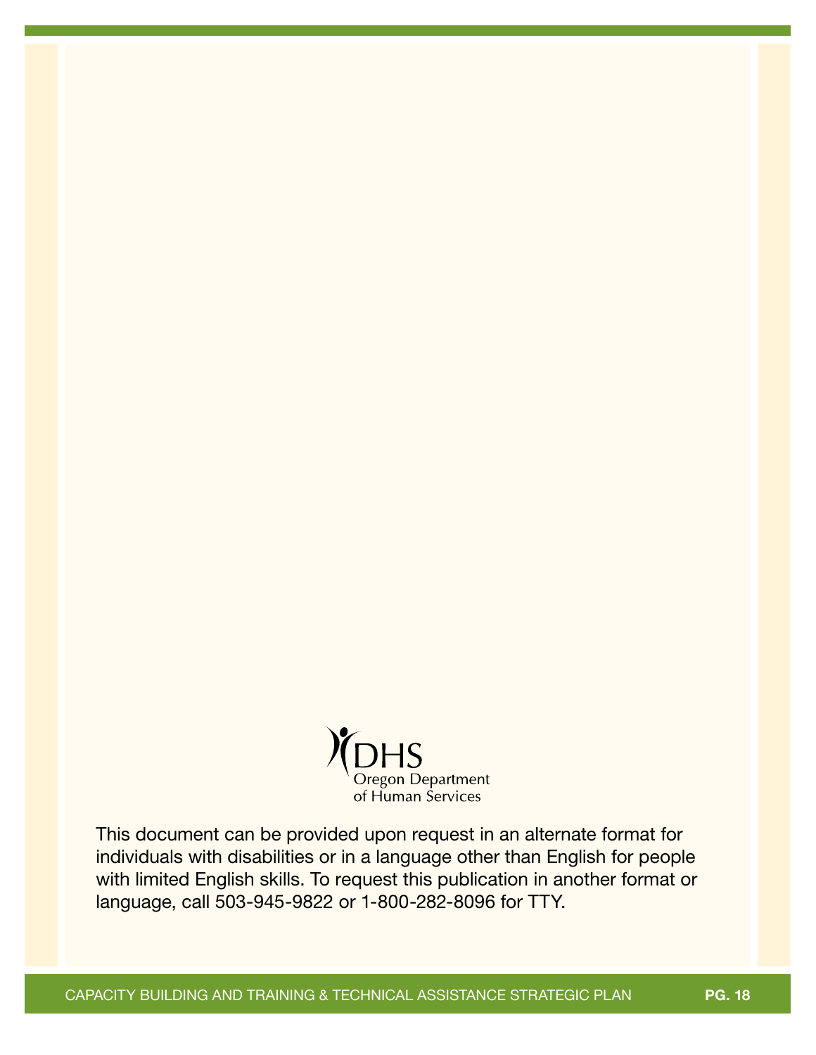DHS
Oregon Department
of Human Services

This document can be provided upon request in an alternate format for individuals with disabilities or in a language other than English for people with limited English skills. To request this publication in another format or language, call 503-945-9822 or 1-800-282-8096 for TTY.